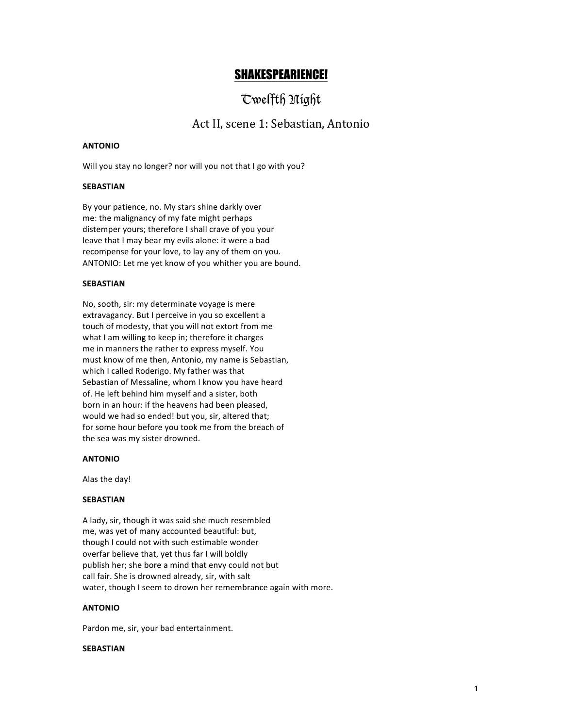# SHAKESPEARIENCE!

## Twelfth Night

### Act II, scene 1: Sebastian, Antonio

**ANTONIO**

Will you stay no longer? nor will you not that I go with you?

**SEBASTIAN**

By your patience, no. My stars shine darkly over
me: the malignancy of my fate might perhaps
distemper yours; therefore I shall crave of you your
leave that I may bear my evils alone: it were a bad
recompense for your love, to lay any of them on you.
ANTONIO: Let me yet know of you whither you are bound.

**SEBASTIAN**

No, sooth, sir: my determinate voyage is mere
extravagancy. But I perceive in you so excellent a
touch of modesty, that you will not extort from me
what I am willing to keep in; therefore it charges
me in manners the rather to express myself. You
must know of me then, Antonio, my name is Sebastian,
which I called Roderigo. My father was that
Sebastian of Messaline, whom I know you have heard
of. He left behind him myself and a sister, both
born in an hour: if the heavens had been pleased,
would we had so ended! but you, sir, altered that;
for some hour before you took me from the breach of
the sea was my sister drowned.

**ANTONIO**

Alas the day!

**SEBASTIAN**

A lady, sir, though it was said she much resembled
me, was yet of many accounted beautiful: but,
though I could not with such estimable wonder
overfar believe that, yet thus far I will boldly
publish her; she bore a mind that envy could not but
call fair. She is drowned already, sir, with salt
water, though I seem to drown her remembrance again with more.

**ANTONIO**

Pardon me, sir, your bad entertainment.

**SEBASTIAN**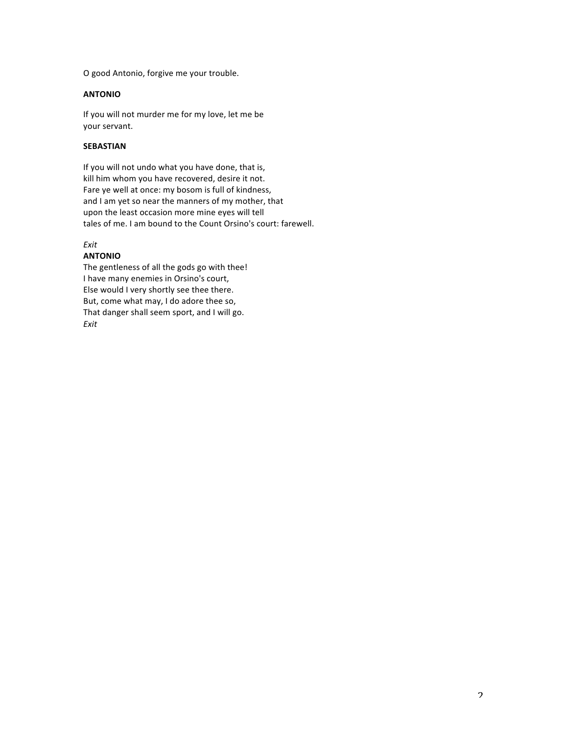O good Antonio, forgive me your trouble.

**ANTONIO**

If you will not murder me for my love, let me be
your servant.

**SEBASTIAN**

If you will not undo what you have done, that is,
kill him whom you have recovered, desire it not.
Fare ye well at once: my bosom is full of kindness,
and I am yet so near the manners of my mother, that
upon the least occasion more mine eyes will tell
tales of me. I am bound to the Count Orsino's court: farewell.

*Exit*

**ANTONIO**

The gentleness of all the gods go with thee!
I have many enemies in Orsino's court,
Else would I very shortly see thee there.
But, come what may, I do adore thee so,
That danger shall seem sport, and I will go.

*Exit*